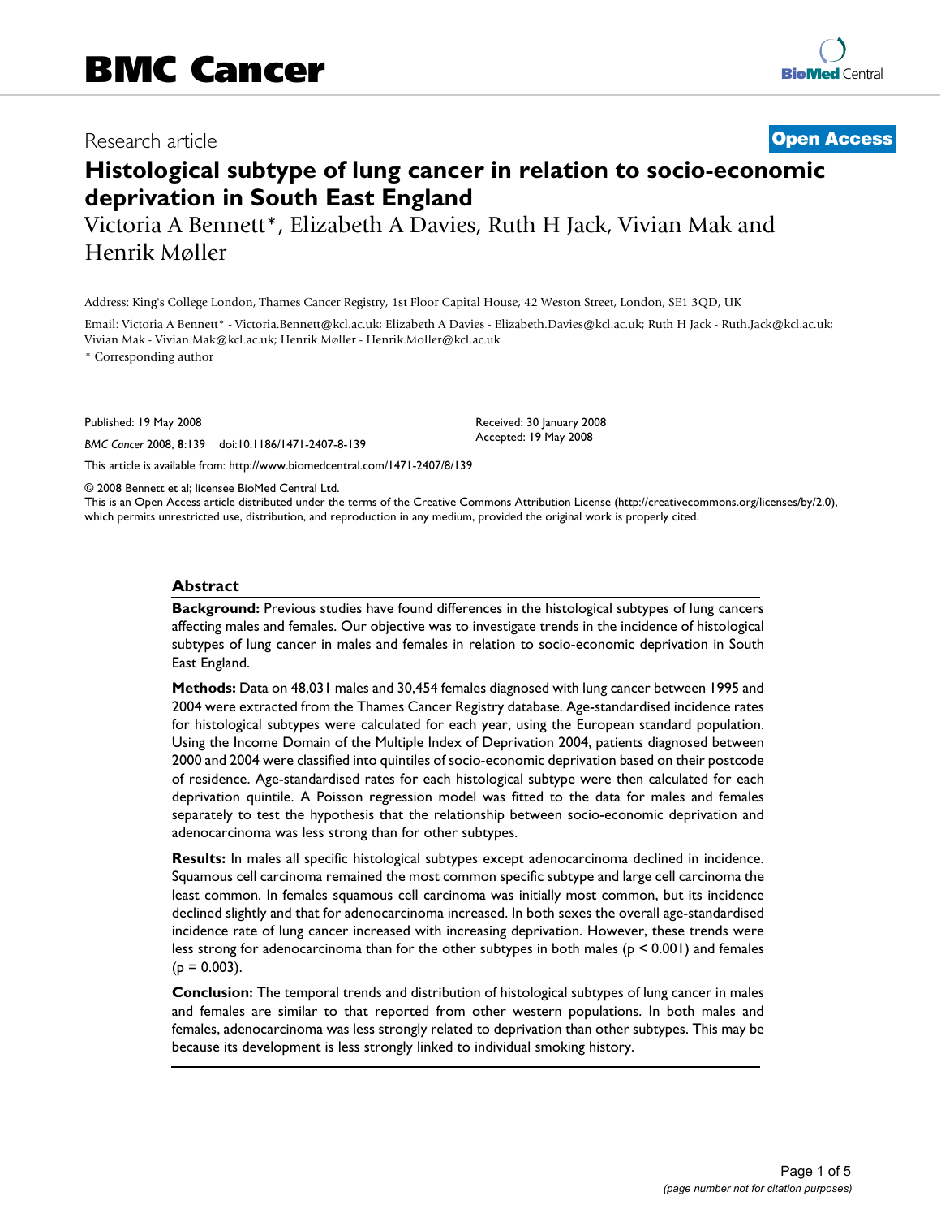# BMC Cancer

Research article

**Open Access**

# Histological subtype of lung cancer in relation to socio-economic deprivation in South East England

Victoria A Bennett*, Elizabeth A Davies, Ruth H Jack, Vivian Mak and Henrik Møller

Address: King's College London, Thames Cancer Registry, 1st Floor Capital House, 42 Weston Street, London, SE1 3QD, UK

Email: Victoria A Bennett* - Victoria.Bennett@kcl.ac.uk; Elizabeth A Davies - Elizabeth.Davies@kcl.ac.uk; Ruth H Jack - Ruth.Jack@kcl.ac.uk; Vivian Mak - Vivian.Mak@kcl.ac.uk; Henrik Møller - Henrik.Moller@kcl.ac.uk

\* Corresponding author

Published: 19 May 2008

*BMC Cancer* 2008, **8**:139 doi:10.1186/1471-2407-8-139

Received: 30 January 2008
Accepted: 19 May 2008

This article is available from: http://www.biomedcentral.com/1471-2407/8/139

© 2008 Bennett et al; licensee BioMed Central Ltd.
This is an Open Access article distributed under the terms of the Creative Commons Attribution License (http://creativecommons.org/licenses/by/2.0), which permits unrestricted use, distribution, and reproduction in any medium, provided the original work is properly cited.

## Abstract

**Background:** Previous studies have found differences in the histological subtypes of lung cancers affecting males and females. Our objective was to investigate trends in the incidence of histological subtypes of lung cancer in males and females in relation to socio-economic deprivation in South East England.

**Methods:** Data on 48,031 males and 30,454 females diagnosed with lung cancer between 1995 and 2004 were extracted from the Thames Cancer Registry database. Age-standardised incidence rates for histological subtypes were calculated for each year, using the European standard population. Using the Income Domain of the Multiple Index of Deprivation 2004, patients diagnosed between 2000 and 2004 were classified into quintiles of socio-economic deprivation based on their postcode of residence. Age-standardised rates for each histological subtype were then calculated for each deprivation quintile. A Poisson regression model was fitted to the data for males and females separately to test the hypothesis that the relationship between socio-economic deprivation and adenocarcinoma was less strong than for other subtypes.

**Results:** In males all specific histological subtypes except adenocarcinoma declined in incidence. Squamous cell carcinoma remained the most common specific subtype and large cell carcinoma the least common. In females squamous cell carcinoma was initially most common, but its incidence declined slightly and that for adenocarcinoma increased. In both sexes the overall age-standardised incidence rate of lung cancer increased with increasing deprivation. However, these trends were less strong for adenocarcinoma than for the other subtypes in both males ($p < 0.001$) and females ($p = 0.003$).

**Conclusion:** The temporal trends and distribution of histological subtypes of lung cancer in males and females are similar to that reported from other western populations. In both males and females, adenocarcinoma was less strongly related to deprivation than other subtypes. This may be because its development is less strongly linked to individual smoking history.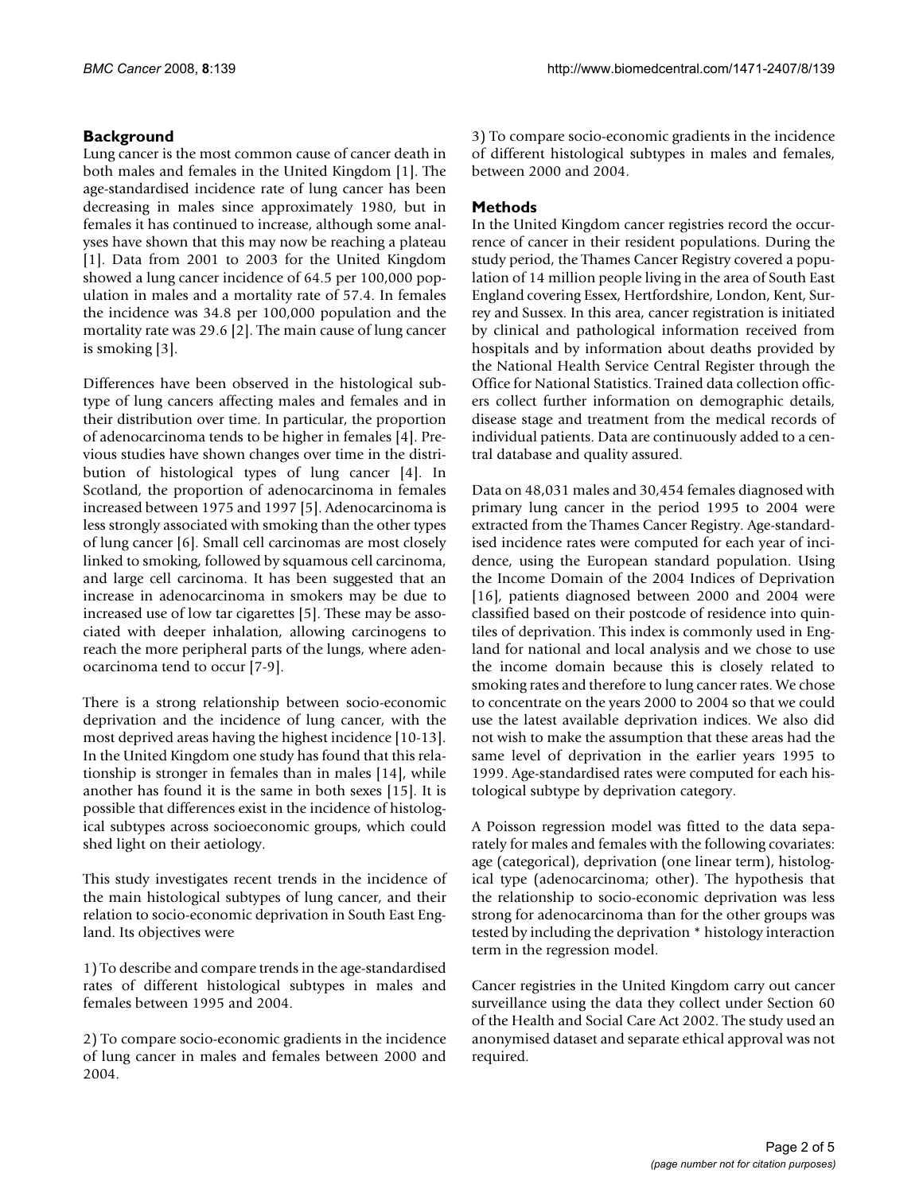## Background

Lung cancer is the most common cause of cancer death in both males and females in the United Kingdom [1]. The age-standardised incidence rate of lung cancer has been decreasing in males since approximately 1980, but in females it has continued to increase, although some analyses have shown that this may now be reaching a plateau [1]. Data from 2001 to 2003 for the United Kingdom showed a lung cancer incidence of 64.5 per 100,000 population in males and a mortality rate of 57.4. In females the incidence was 34.8 per 100,000 population and the mortality rate was 29.6 [2]. The main cause of lung cancer is smoking [3].

Differences have been observed in the histological subtype of lung cancers affecting males and females and in their distribution over time. In particular, the proportion of adenocarcinoma tends to be higher in females [4]. Previous studies have shown changes over time in the distribution of histological types of lung cancer [4]. In Scotland, the proportion of adenocarcinoma in females increased between 1975 and 1997 [5]. Adenocarcinoma is less strongly associated with smoking than the other types of lung cancer [6]. Small cell carcinomas are most closely linked to smoking, followed by squamous cell carcinoma, and large cell carcinoma. It has been suggested that an increase in adenocarcinoma in smokers may be due to increased use of low tar cigarettes [5]. These may be associated with deeper inhalation, allowing carcinogens to reach the more peripheral parts of the lungs, where adenocarcinoma tend to occur [7-9].

There is a strong relationship between socio-economic deprivation and the incidence of lung cancer, with the most deprived areas having the highest incidence [10-13]. In the United Kingdom one study has found that this relationship is stronger in females than in males [14], while another has found it is the same in both sexes [15]. It is possible that differences exist in the incidence of histological subtypes across socioeconomic groups, which could shed light on their aetiology.

This study investigates recent trends in the incidence of the main histological subtypes of lung cancer, and their relation to socio-economic deprivation in South East England. Its objectives were

1) To describe and compare trends in the age-standardised rates of different histological subtypes in males and females between 1995 and 2004.

2) To compare socio-economic gradients in the incidence of lung cancer in males and females between 2000 and 2004.

3) To compare socio-economic gradients in the incidence of different histological subtypes in males and females, between 2000 and 2004.

## Methods

In the United Kingdom cancer registries record the occurrence of cancer in their resident populations. During the study period, the Thames Cancer Registry covered a population of 14 million people living in the area of South East England covering Essex, Hertfordshire, London, Kent, Surrey and Sussex. In this area, cancer registration is initiated by clinical and pathological information received from hospitals and by information about deaths provided by the National Health Service Central Register through the Office for National Statistics. Trained data collection officers collect further information on demographic details, disease stage and treatment from the medical records of individual patients. Data are continuously added to a central database and quality assured.

Data on 48,031 males and 30,454 females diagnosed with primary lung cancer in the period 1995 to 2004 were extracted from the Thames Cancer Registry. Age-standardised incidence rates were computed for each year of incidence, using the European standard population. Using the Income Domain of the 2004 Indices of Deprivation [16], patients diagnosed between 2000 and 2004 were classified based on their postcode of residence into quintiles of deprivation. This index is commonly used in England for national and local analysis and we chose to use the income domain because this is closely related to smoking rates and therefore to lung cancer rates. We chose to concentrate on the years 2000 to 2004 so that we could use the latest available deprivation indices. We also did not wish to make the assumption that these areas had the same level of deprivation in the earlier years 1995 to 1999. Age-standardised rates were computed for each histological subtype by deprivation category.

A Poisson regression model was fitted to the data separately for males and females with the following covariates: age (categorical), deprivation (one linear term), histological type (adenocarcinoma; other). The hypothesis that the relationship to socio-economic deprivation was less strong for adenocarcinoma than for the other groups was tested by including the deprivation * histology interaction term in the regression model.

Cancer registries in the United Kingdom carry out cancer surveillance using the data they collect under Section 60 of the Health and Social Care Act 2002. The study used an anonymised dataset and separate ethical approval was not required.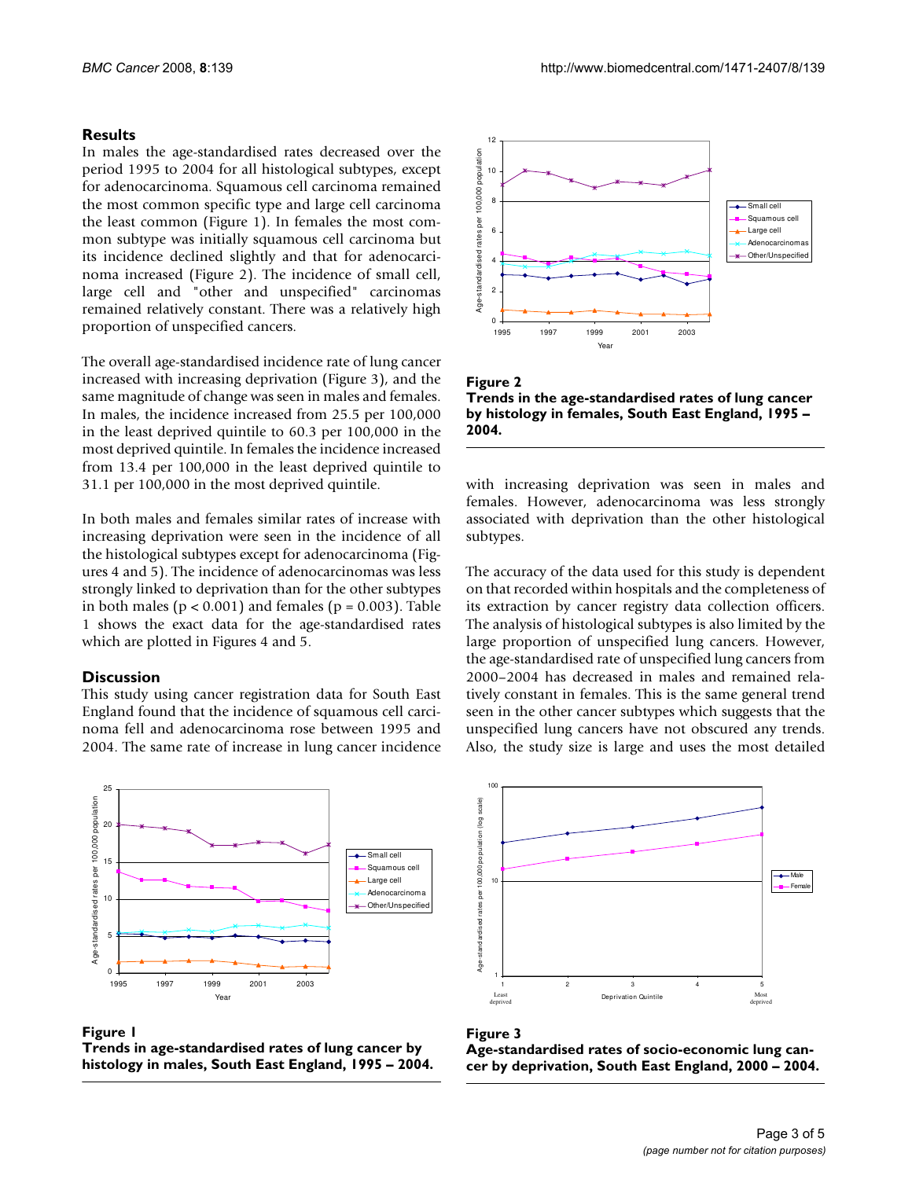## Results

In males the age-standardised rates decreased over the period 1995 to 2004 for all histological subtypes, except for adenocarcinoma. Squamous cell carcinoma remained the most common specific type and large cell carcinoma the least common (Figure 1). In females the most common subtype was initially squamous cell carcinoma but its incidence declined slightly and that for adenocarcinoma increased (Figure 2). The incidence of small cell, large cell and "other and unspecified" carcinomas remained relatively constant. There was a relatively high proportion of unspecified cancers.

The overall age-standardised incidence rate of lung cancer increased with increasing deprivation (Figure 3), and the same magnitude of change was seen in males and females. In males, the incidence increased from 25.5 per 100,000 in the least deprived quintile to 60.3 per 100,000 in the most deprived quintile. In females the incidence increased from 13.4 per 100,000 in the least deprived quintile to 31.1 per 100,000 in the most deprived quintile.

In both males and females similar rates of increase with increasing deprivation were seen in the incidence of all the histological subtypes except for adenocarcinoma (Figures 4 and 5). The incidence of adenocarcinomas was less strongly linked to deprivation than for the other subtypes in both males ($p < 0.001$) and females ($p = 0.003$). Table 1 shows the exact data for the age-standardised rates which are plotted in Figures 4 and 5.

## Discussion

This study using cancer registration data for South East England found that the incidence of squamous cell carcinoma fell and adenocarcinoma rose between 1995 and 2004. The same rate of increase in lung cancer incidence with increasing deprivation was seen in males and females. However, adenocarcinoma was less strongly associated with deprivation than the other histological subtypes.

The accuracy of the data used for this study is dependent on that recorded within hospitals and the completeness of its extraction by cancer registry data collection officers. The analysis of histological subtypes is also limited by the large proportion of unspecified lung cancers. However, the age-standardised rate of unspecified lung cancers from 2000–2004 has decreased in males and remained relatively constant in females. This is the same general trend seen in the other cancer subtypes which suggests that the unspecified lung cancers have not obscured any trends. Also, the study size is large and uses the most detailed

**Figure 2**
**Trends in the age-standardised rates of lung cancer by histology in females, South East England, 1995 – 2004.**

**Figure 1**
**Trends in age-standardised rates of lung cancer by histology in males, South East England, 1995 – 2004.**

**Figure 3**
**Age-standardised rates of socio-economic lung cancer by deprivation, South East England, 2000 – 2004.**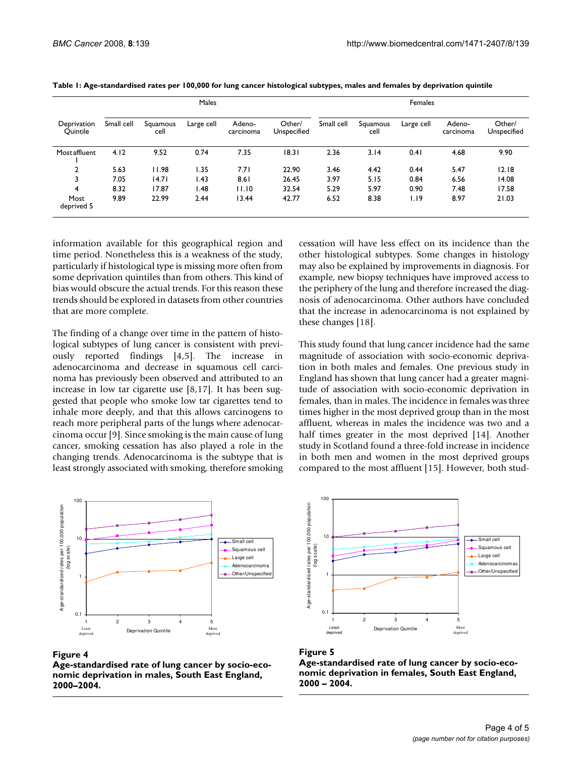**Table 1: Age-standardised rates per 100,000 for lung cancer histological subtypes, males and females by deprivation quintile**

| Deprivation Quintile | Males | | | | | Females | | | | |
|---|---|---|---|---|---|---|---|---|---|---|
| | Small cell | Squamous cell | Large cell | Adeno-carcinoma | Other/ Unspecified | Small cell | Squamous cell | Large cell | Adeno-carcinoma | Other/ Unspecified |
| Most affluent 1 | 4.12 | 9.52 | 0.74 | 7.35 | 18.31 | 2.36 | 3.14 | 0.41 | 4.68 | 9.90 |
| 2 | 5.63 | 11.98 | 1.35 | 7.71 | 22.90 | 3.46 | 4.42 | 0.44 | 5.47 | 12.18 |
| 3 | 7.05 | 14.71 | 1.43 | 8.61 | 26.45 | 3.97 | 5.15 | 0.84 | 6.56 | 14.08 |
| 4 | 8.32 | 17.87 | 1.48 | 11.10 | 32.54 | 5.29 | 5.97 | 0.90 | 7.48 | 17.58 |
| Most deprived 5 | 9.89 | 22.99 | 2.44 | 13.44 | 42.77 | 6.52 | 8.38 | 1.19 | 8.97 | 21.03 |

information available for this geographical region and time period. Nonetheless this is a weakness of the study, particularly if histological type is missing more often from some deprivation quintiles than from others. This kind of bias would obscure the actual trends. For this reason these trends should be explored in datasets from other countries that are more complete.

The finding of a change over time in the pattern of histological subtypes of lung cancer is consistent with previously reported findings [4,5]. The increase in adenocarcinoma and decrease in squamous cell carcinoma has previously been observed and attributed to an increase in low tar cigarette use [8,17]. It has been suggested that people who smoke low tar cigarettes tend to inhale more deeply, and that this allows carcinogens to reach more peripheral parts of the lungs where adenocarcinoma occur [9]. Since smoking is the main cause of lung cancer, smoking cessation has also played a role in the changing trends. Adenocarcinoma is the subtype that is least strongly associated with smoking, therefore smoking cessation will have less effect on its incidence than the other histological subtypes. Some changes in histology may also be explained by improvements in diagnosis. For example, new biopsy techniques have improved access to the periphery of the lung and therefore increased the diagnosis of adenocarcinoma. Other authors have concluded that the increase in adenocarcinoma is not explained by these changes [18].

This study found that lung cancer incidence had the same magnitude of association with socio-economic deprivation in both males and females. One previous study in England has shown that lung cancer had a greater magnitude of association with socio-economic deprivation in females, than in males. The incidence in females was three times higher in the most deprived group than in the most affluent, whereas in males the incidence was two and a half times greater in the most deprived [14]. Another study in Scotland found a three-fold increase in incidence in both men and women in the most deprived groups compared to the most affluent [15]. However, both stud-

**Figure 4**
**Age-standardised rate of lung cancer by socio-economic deprivation in males, South East England, 2000–2004.**

**Figure 5**
**Age-standardised rate of lung cancer by socio-economic deprivation in females, South East England, 2000 – 2004.**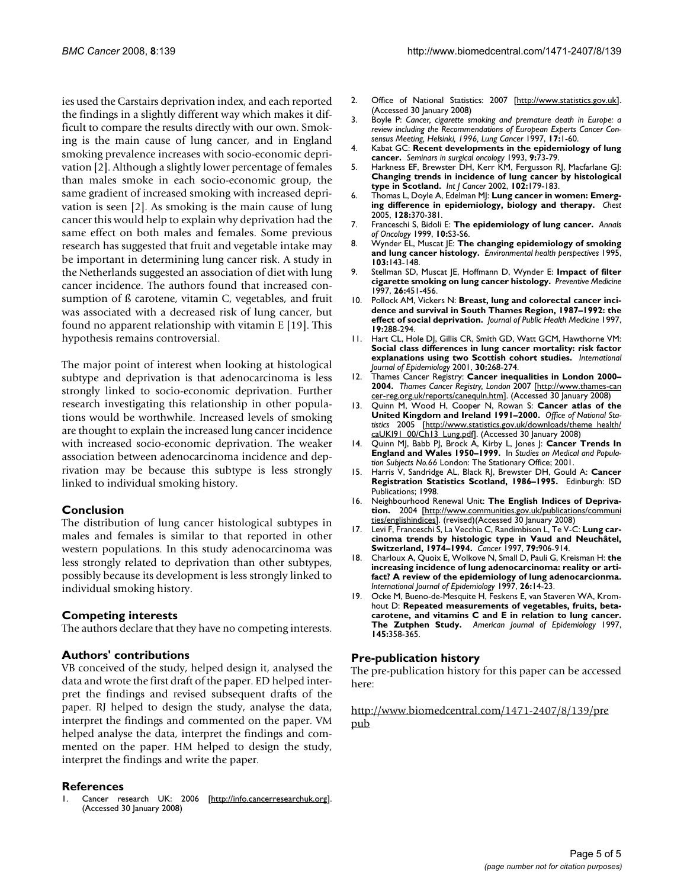ies used the Carstairs deprivation index, and each reported the findings in a slightly different way which makes it difficult to compare the results directly with our own. Smoking is the main cause of lung cancer, and in England smoking prevalence increases with socio-economic deprivation [2]. Although a slightly lower percentage of females than males smoke in each socio-economic group, the same gradient of increased smoking with increased deprivation is seen [2]. As smoking is the main cause of lung cancer this would help to explain why deprivation had the same effect on both males and females. Some previous research has suggested that fruit and vegetable intake may be important in determining lung cancer risk. A study in the Netherlands suggested an association of diet with lung cancer incidence. The authors found that increased consumption of ß carotene, vitamin C, vegetables, and fruit was associated with a decreased risk of lung cancer, but found no apparent relationship with vitamin E [19]. This hypothesis remains controversial.

The major point of interest when looking at histological subtype and deprivation is that adenocarcinoma is less strongly linked to socio-economic deprivation. Further research investigating this relationship in other populations would be worthwhile. Increased levels of smoking are thought to explain the increased lung cancer incidence with increased socio-economic deprivation. The weaker association between adenocarcinoma incidence and deprivation may be because this subtype is less strongly linked to individual smoking history.

## Conclusion

The distribution of lung cancer histological subtypes in males and females is similar to that reported in other western populations. In this study adenocarcinoma was less strongly related to deprivation than other subtypes, possibly because its development is less strongly linked to individual smoking history.

## Competing interests

The authors declare that they have no competing interests.

## Authors' contributions

VB conceived of the study, helped design it, analysed the data and wrote the first draft of the paper. ED helped interpret the findings and revised subsequent drafts of the paper. RJ helped to design the study, analyse the data, interpret the findings and commented on the paper. VM helped analyse the data, interpret the findings and commented on the paper. HM helped to design the study, interpret the findings and write the paper.

## References

1. Cancer research UK: 2006 [http://info.cancerresearchuk.org]. (Accessed 30 January 2008)
2. Office of National Statistics: 2007 [http://www.statistics.gov.uk]. (Accessed 30 January 2008)
3. Boyle P: *Cancer, cigarette smoking and premature death in Europe: a review including the Recommendations of European Experts Cancer Consensus Meeting, Helsinki, 1996, Lung Cancer* 1997, **17:**1-60.
4. Kabat GC: **Recent developments in the epidemiology of lung cancer.** *Seminars in surgical oncology* 1993, **9:**73-79.
5. Harkness EF, Brewster DH, Kerr KM, Fergusson RJ, Macfarlane GJ: **Changing trends in incidence of lung cancer by histological type in Scotland.** *Int J Cancer* 2002, **102:**179-183.
6. Thomas L, Doyle A, Edelman MJ: **Lung cancer in women: Emerging difference in epidemiology, biology and therapy.** *Chest* 2005, **128:**370-381.
7. Franceschi S, Bidoli E: **The epidemiology of lung cancer.** *Annals of Oncology* 1999, **10:**S3-S6.
8. Wynder EL, Muscat JE: **The changing epidemiology of smoking and lung cancer histology.** *Environmental health perspectives* 1995, **103:**143-148.
9. Stellman SD, Muscat JE, Hoffmann D, Wynder E: **Impact of filter cigarette smoking on lung cancer histology.** *Preventive Medicine* 1997, **26:**451-456.
10. Pollock AM, Vickers N: **Breast, lung and colorectal cancer incidence and survival in South Thames Region, 1987–1992: the effect of social deprivation.** *Journal of Public Health Medicine* 1997, **19:**288-294.
11. Hart CL, Hole DJ, Gillis CR, Smith GD, Watt GCM, Hawthorne VM: **Social class differences in lung cancer mortality: risk factor explanations using two Scottish cohort studies.** *International Journal of Epidemiology* 2001, **30:**268-274.
12. Thames Cancer Registry: **Cancer inequalities in London 2000–2004.** *Thames Cancer Registry, London* 2007 [http://www.thames-cancer-reg.org.uk/reports/canequln.htm]. (Accessed 30 January 2008)
13. Quinn M, Wood H, Cooper N, Rowan S: **Cancer atlas of the United Kingdom and Ireland 1991–2000.** *Office of National Statistics* 2005 [http://www.statistics.gov.uk/downloads/theme_health/caUK91_00/Ch13_Lung.pdf]. (Accessed 30 January 2008)
14. Quinn MJ, Babb PJ, Brock A, Kirby L, Jones J: **Cancer Trends In England and Wales 1950–1999.** In *Studies on Medical and Population Subjects No.66* London: The Stationary Office; 2001.
15. Harris V, Sandridge AL, Black RJ, Brewster DH, Gould A: **Cancer Registration Statistics Scotland, 1986–1995.** Edinburgh: ISD Publications; 1998.
16. Neighbourhood Renewal Unit: **The English Indices of Deprivation.** 2004 [http://www.communities.gov.uk/publications/communities/englishindices]. (revised)(Accessed 30 January 2008)
17. Levi F, Franceschi S, La Vecchia C, Randimbison L, Te V-C: **Lung carcinoma trends by histologic type in Vaud and Neuchâtel, Switzerland, 1974–1994.** *Cancer* 1997, **79:**906-914.
18. Charloux A, Quoix E, Wolkove N, Small D, Pauli G, Kreisman H: **the increasing incidence of lung adenocarcinoma: reality or artifact? A review of the epidemiology of lung adenocarcionma.** *International Journal of Epidemiology* 1997, **26:**14-23.
19. Ocke M, Bueno-de-Mesquite H, Feskens E, van Staveren WA, Kromhout D: **Repeated measurements of vegetables, fruits, beta-carotene, and vitamins C and E in relation to lung cancer. The Zutphen Study.** *American Journal of Epidemiology* 1997, **145:**358-365.

## Pre-publication history

The pre-publication history for this paper can be accessed here:

http://www.biomedcentral.com/1471-2407/8/139/prepub